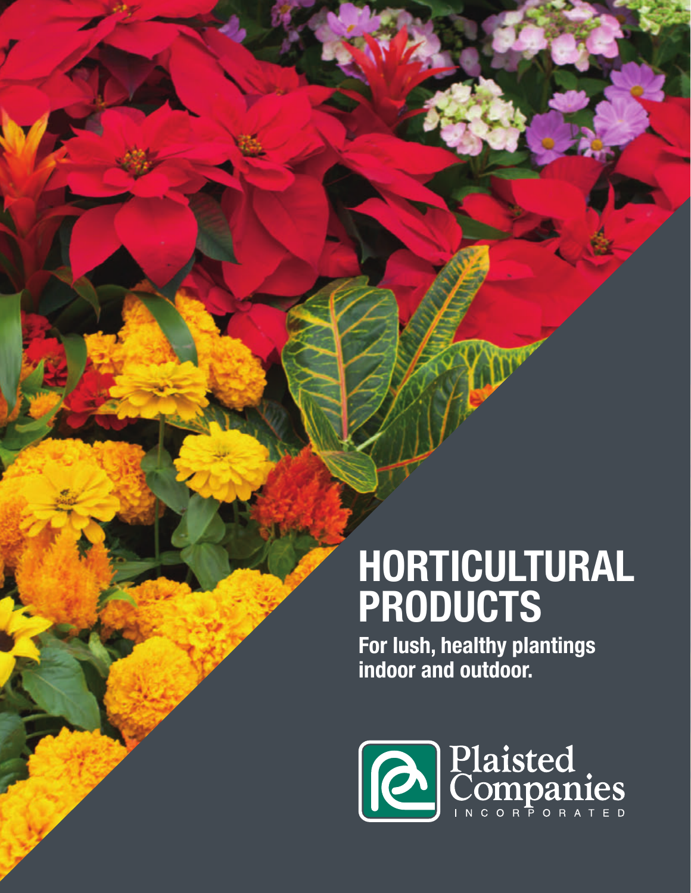# HORTICULTURAL PRODUCTS

**For lush, healthy plantings indoor and outdoor.**

Plaisted Companies INCORPORATED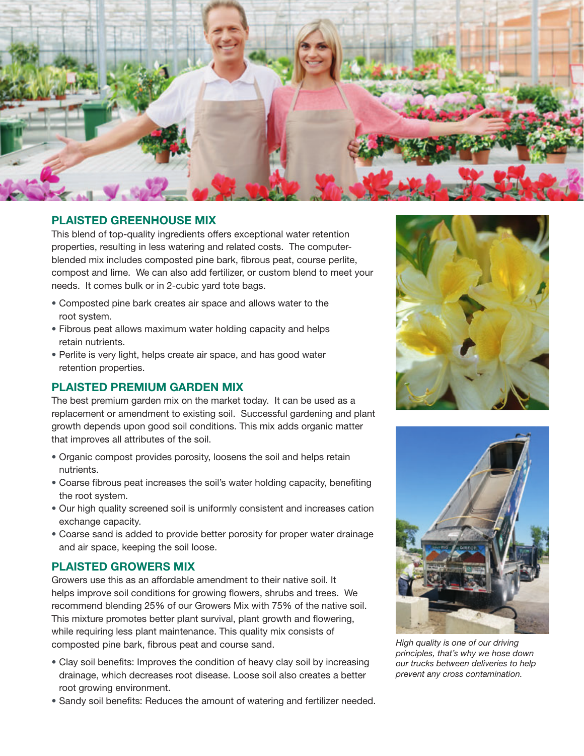## PLAISTED GREENHOUSE MIX

This blend of top-quality ingredients offers exceptional water retention properties, resulting in less watering and related costs. The computer-blended mix includes composted pine bark, fibrous peat, course perlite, compost and lime. We can also add fertilizer, or custom blend to meet your needs. It comes bulk or in 2-cubic yard tote bags.

- Composted pine bark creates air space and allows water to the root system.
- Fibrous peat allows maximum water holding capacity and helps retain nutrients.
- Perlite is very light, helps create air space, and has good water retention properties.

## PLAISTED PREMIUM GARDEN MIX

The best premium garden mix on the market today. It can be used as a replacement or amendment to existing soil. Successful gardening and plant growth depends upon good soil conditions. This mix adds organic matter that improves all attributes of the soil.

- Organic compost provides porosity, loosens the soil and helps retain nutrients.
- Coarse fibrous peat increases the soil's water holding capacity, benefiting the root system.
- Our high quality screened soil is uniformly consistent and increases cation exchange capacity.
- Coarse sand is added to provide better porosity for proper water drainage and air space, keeping the soil loose.

## PLAISTED GROWERS MIX

Growers use this as an affordable amendment to their native soil. It helps improve soil conditions for growing flowers, shrubs and trees. We recommend blending 25% of our Growers Mix with 75% of the native soil. This mixture promotes better plant survival, plant growth and flowering, while requiring less plant maintenance. This quality mix consists of composted pine bark, fibrous peat and course sand.

- Clay soil benefits: Improves the condition of heavy clay soil by increasing drainage, which decreases root disease. Loose soil also creates a better root growing environment.
- Sandy soil benefits: Reduces the amount of watering and fertilizer needed.

*High quality is one of our driving principles, that's why we hose down our trucks between deliveries to help prevent any cross contamination.*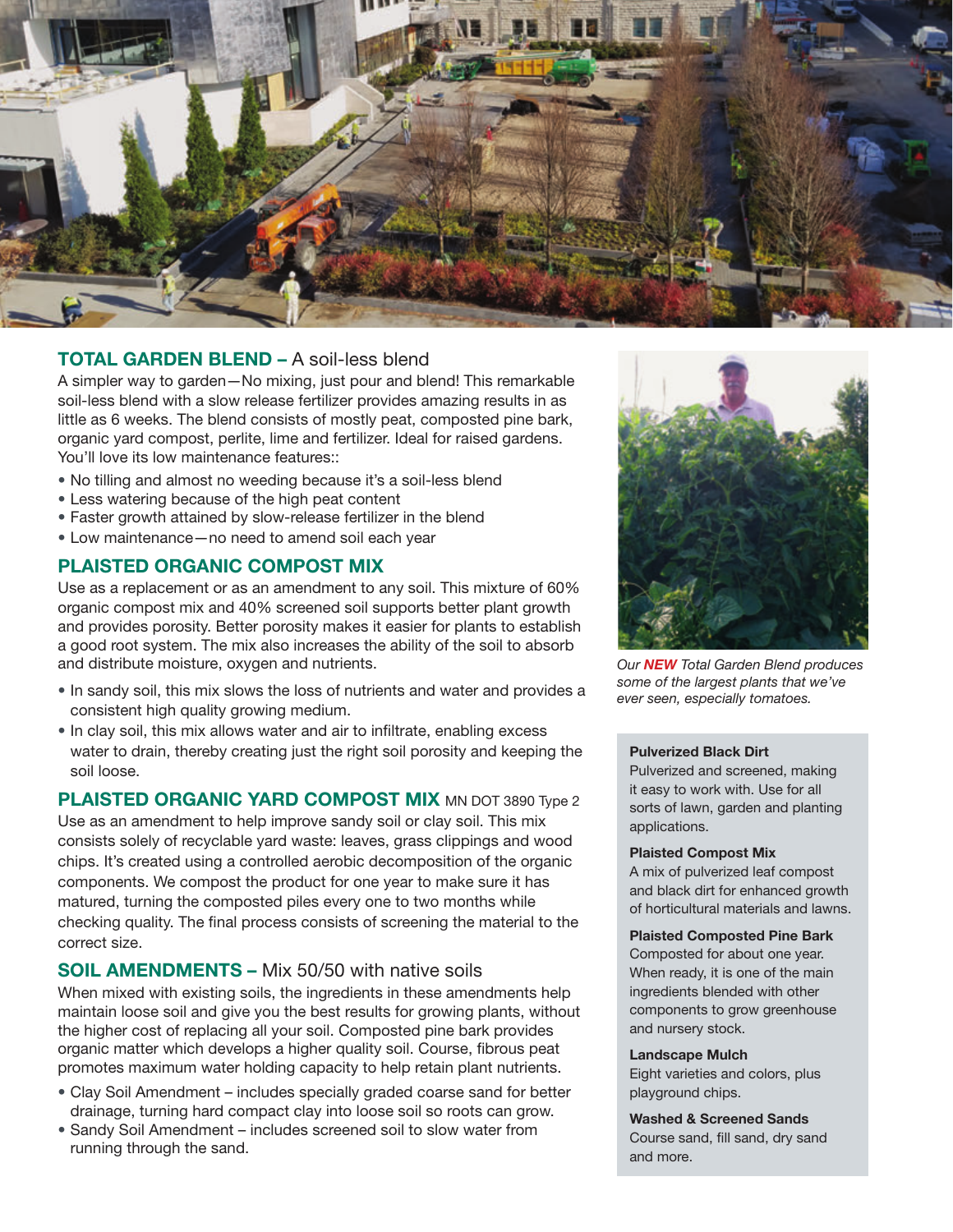## TOTAL GARDEN BLEND – A soil-less blend

A simpler way to garden—No mixing, just pour and blend! This remarkable soil-less blend with a slow release fertilizer provides amazing results in as little as 6 weeks. The blend consists of mostly peat, composted pine bark, organic yard compost, perlite, lime and fertilizer. Ideal for raised gardens. You'll love its low maintenance features::

- No tilling and almost no weeding because it's a soil-less blend
- Less watering because of the high peat content
- Faster growth attained by slow-release fertilizer in the blend
- Low maintenance—no need to amend soil each year

## PLAISTED ORGANIC COMPOST MIX

Use as a replacement or as an amendment to any soil. This mixture of 60% organic compost mix and 40% screened soil supports better plant growth and provides porosity. Better porosity makes it easier for plants to establish a good root system. The mix also increases the ability of the soil to absorb and distribute moisture, oxygen and nutrients.

- In sandy soil, this mix slows the loss of nutrients and water and provides a consistent high quality growing medium.
- In clay soil, this mix allows water and air to infiltrate, enabling excess water to drain, thereby creating just the right soil porosity and keeping the soil loose.

## PLAISTED ORGANIC YARD COMPOST MIX MN DOT 3890 Type 2

Use as an amendment to help improve sandy soil or clay soil. This mix consists solely of recyclable yard waste: leaves, grass clippings and wood chips. It's created using a controlled aerobic decomposition of the organic components. We compost the product for one year to make sure it has matured, turning the composted piles every one to two months while checking quality. The final process consists of screening the material to the correct size.

## SOIL AMENDMENTS – Mix 50/50 with native soils

When mixed with existing soils, the ingredients in these amendments help maintain loose soil and give you the best results for growing plants, without the higher cost of replacing all your soil. Composted pine bark provides organic matter which develops a higher quality soil. Course, fibrous peat promotes maximum water holding capacity to help retain plant nutrients.

- Clay Soil Amendment – includes specially graded coarse sand for better drainage, turning hard compact clay into loose soil so roots can grow.
- Sandy Soil Amendment – includes screened soil to slow water from running through the sand.

*Our **NEW** Total Garden Blend produces some of the largest plants that we've ever seen, especially tomatoes.*

**Pulverized Black Dirt**
Pulverized and screened, making it easy to work with. Use for all sorts of lawn, garden and planting applications.

**Plaisted Compost Mix**
A mix of pulverized leaf compost and black dirt for enhanced growth of horticultural materials and lawns.

**Plaisted Composted Pine Bark**
Composted for about one year. When ready, it is one of the main ingredients blended with other components to grow greenhouse and nursery stock.

**Landscape Mulch**
Eight varieties and colors, plus playground chips.

**Washed & Screened Sands**
Course sand, fill sand, dry sand and more.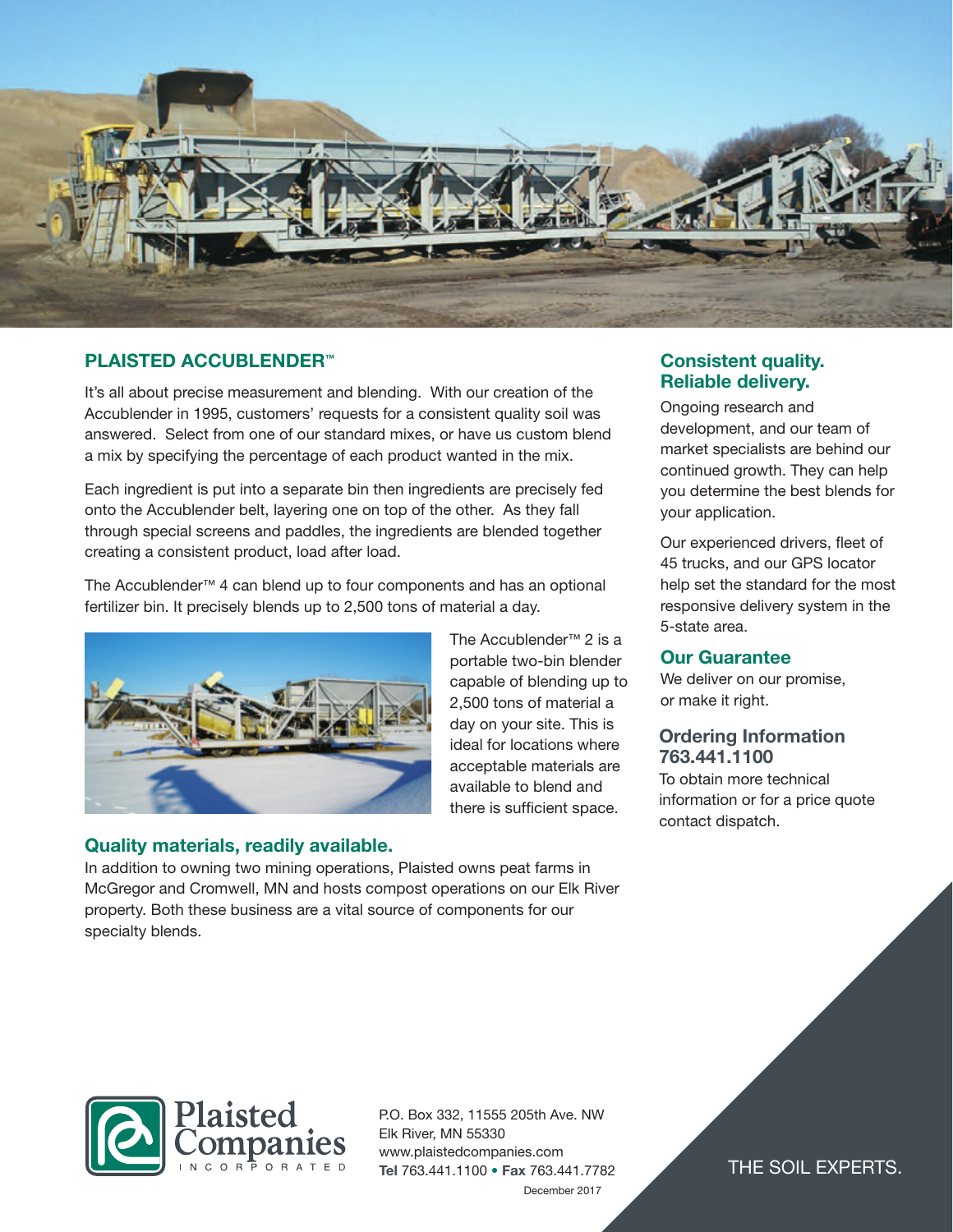## PLAISTED ACCUBLENDER™

It's all about precise measurement and blending. With our creation of the Accublender in 1995, customers' requests for a consistent quality soil was answered. Select from one of our standard mixes, or have us custom blend a mix by specifying the percentage of each product wanted in the mix.

Each ingredient is put into a separate bin then ingredients are precisely fed onto the Accublender belt, layering one on top of the other. As they fall through special screens and paddles, the ingredients are blended together creating a consistent product, load after load.

The Accublender™ 4 can blend up to four components and has an optional fertilizer bin. It precisely blends up to 2,500 tons of material a day.

The Accublender™ 2 is a portable two-bin blender capable of blending up to 2,500 tons of material a day on your site. This is ideal for locations where acceptable materials are available to blend and there is sufficient space.

## Quality materials, readily available.

In addition to owning two mining operations, Plaisted owns peat farms in McGregor and Cromwell, MN and hosts compost operations on our Elk River property. Both these business are a vital source of components for our specialty blends.

## Consistent quality. Reliable delivery.

Ongoing research and development, and our team of market specialists are behind our continued growth. They can help you determine the best blends for your application.

Our experienced drivers, fleet of 45 trucks, and our GPS locator help set the standard for the most responsive delivery system in the 5-state area.

## Our Guarantee

We deliver on our promise, or make it right.

## Ordering Information 763.441.1100

To obtain more technical information or for a price quote contact dispatch.

Plaisted Companies INCORPORATED

P.O. Box 332, 11555 205th Ave. NW
Elk River, MN 55330
www.plaistedcompanies.com
**Tel** 763.441.1100 • **Fax** 763.441.7782

December 2017

THE SOIL EXPERTS.